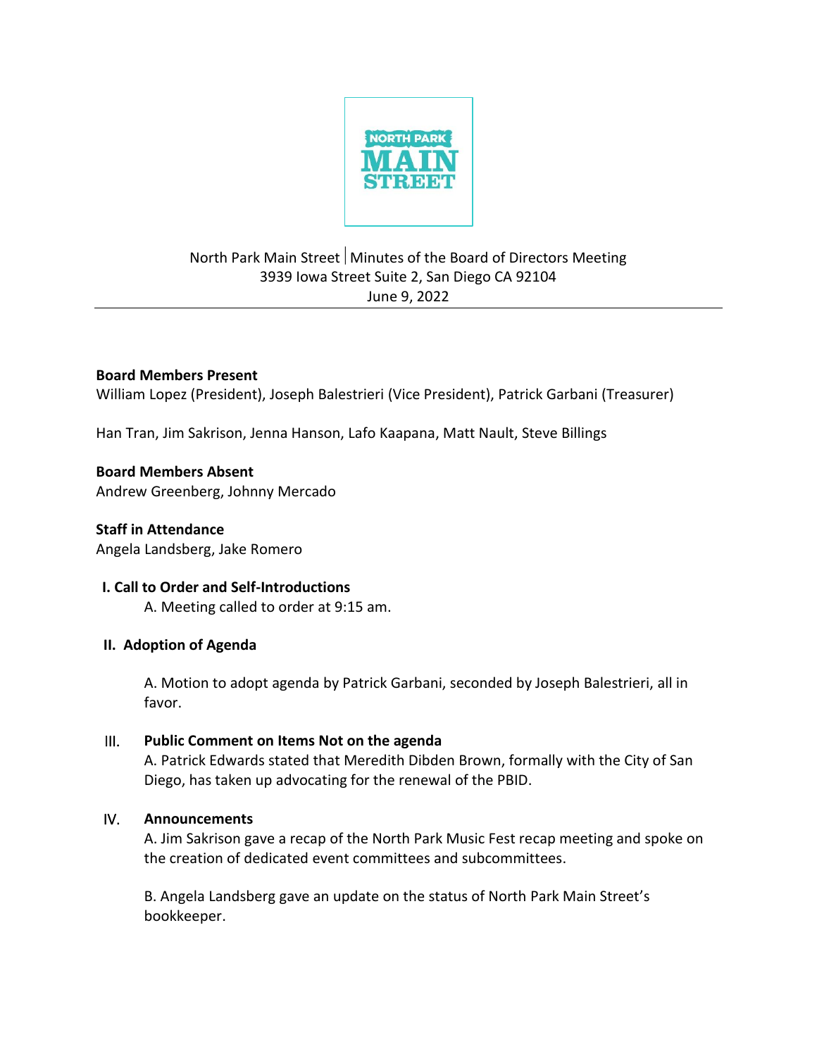NORTH PARK MAIN STREET

North Park Main Street | Minutes of the Board of Directors Meeting
3939 Iowa Street Suite 2, San Diego CA 92104
June 9, 2022

---

**Board Members Present**
William Lopez (President), Joseph Balestrieri (Vice President), Patrick Garbani (Treasurer)

Han Tran, Jim Sakrison, Jenna Hanson, Lafo Kaapana, Matt Nault, Steve Billings

**Board Members Absent**
Andrew Greenberg, Johnny Mercado

**Staff in Attendance**
Angela Landsberg, Jake Romero

**I. Call to Order and Self-Introductions**

A. Meeting called to order at 9:15 am.

**II. Adoption of Agenda**

A. Motion to adopt agenda by Patrick Garbani, seconded by Joseph Balestrieri, all in favor.

**III. Public Comment on Items Not on the agenda**

A. Patrick Edwards stated that Meredith Dibden Brown, formally with the City of San Diego, has taken up advocating for the renewal of the PBID.

**IV. Announcements**

A. Jim Sakrison gave a recap of the North Park Music Fest recap meeting and spoke on the creation of dedicated event committees and subcommittees.

B. Angela Landsberg gave an update on the status of North Park Main Street's bookkeeper.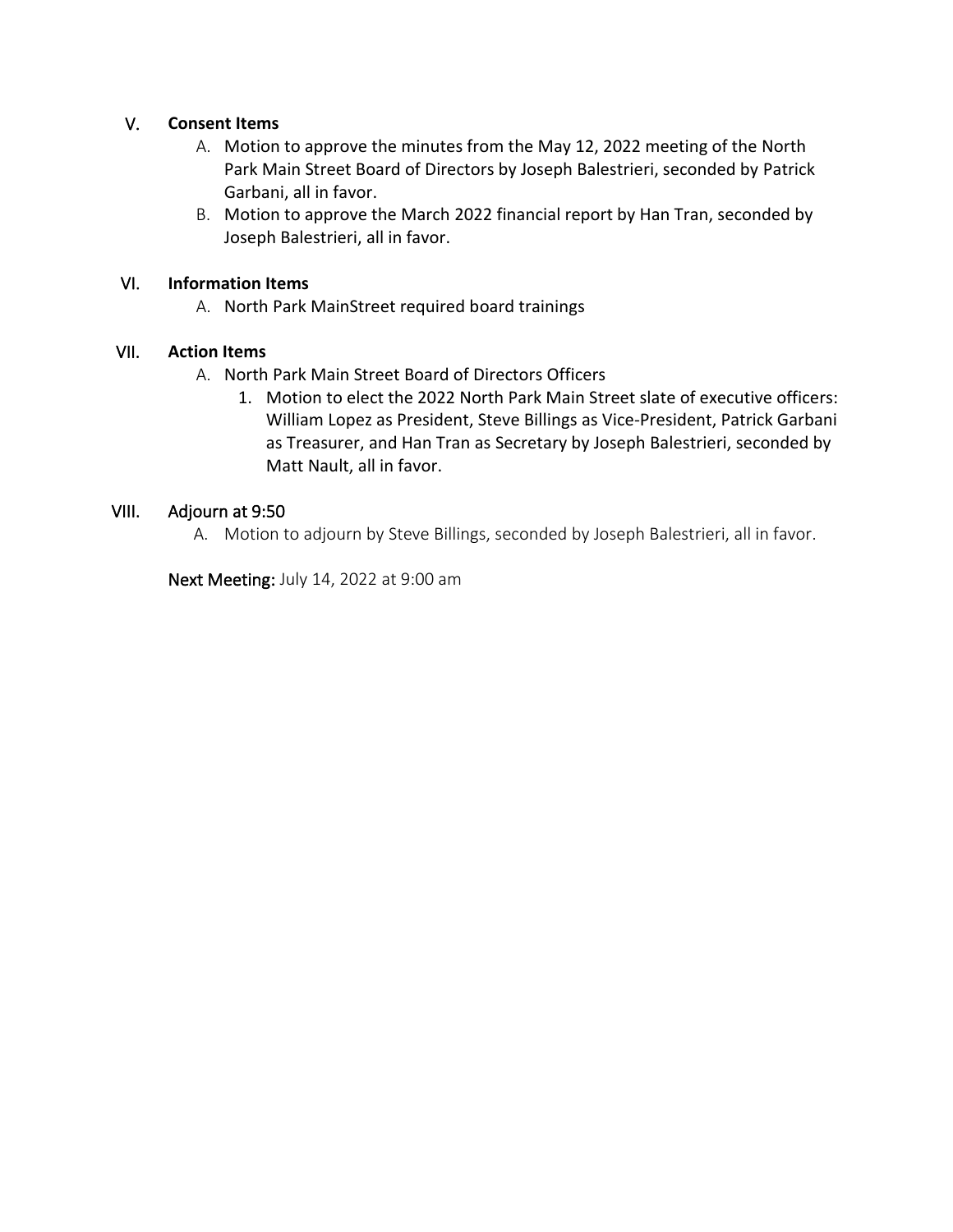## V. **Consent Items**

A. Motion to approve the minutes from the May 12, 2022 meeting of the North Park Main Street Board of Directors by Joseph Balestrieri, seconded by Patrick Garbani, all in favor.

B. Motion to approve the March 2022 financial report by Han Tran, seconded by Joseph Balestrieri, all in favor.

## VI. **Information Items**

A. North Park MainStreet required board trainings

## VII. **Action Items**

A. North Park Main Street Board of Directors Officers

1. Motion to elect the 2022 North Park Main Street slate of executive officers: William Lopez as President, Steve Billings as Vice-President, Patrick Garbani as Treasurer, and Han Tran as Secretary by Joseph Balestrieri, seconded by Matt Nault, all in favor.

## VIII. Adjourn at 9:50

A. Motion to adjourn by Steve Billings, seconded by Joseph Balestrieri, all in favor.

Next Meeting: July 14, 2022 at 9:00 am